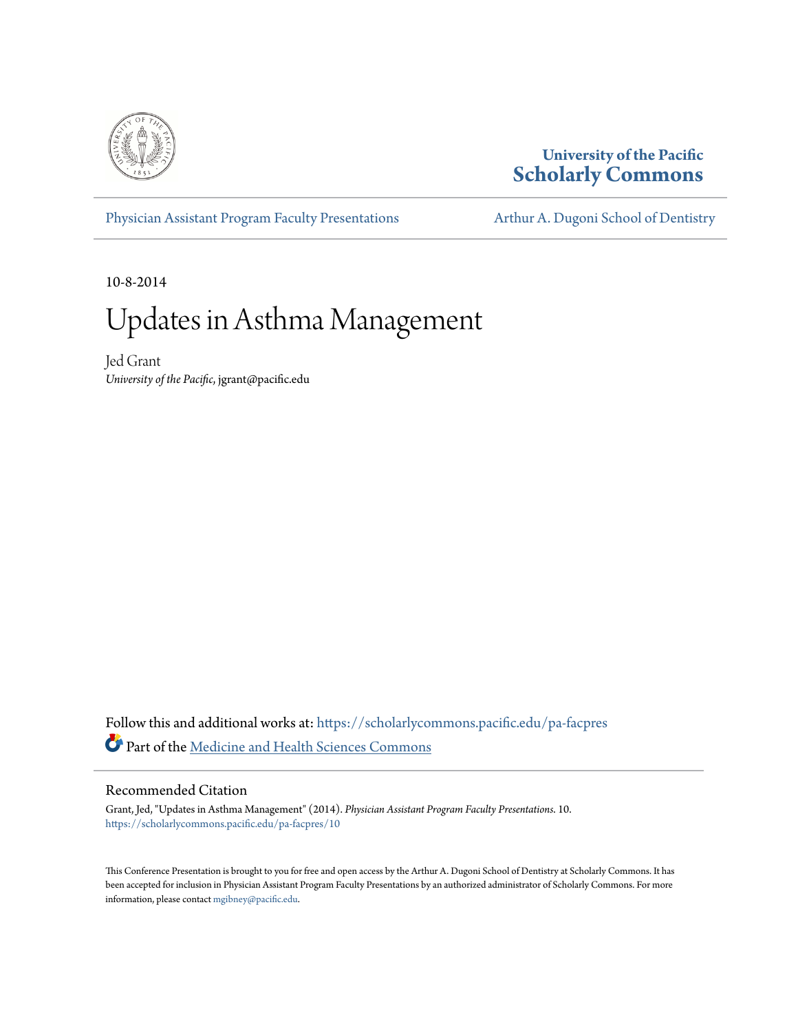University of the Pacific
**Scholarly Commons**

Physician Assistant Program Faculty Presentations | Arthur A. Dugoni School of Dentistry

10-8-2014

# Updates in Asthma Management

Jed Grant
*University of the Pacific*, jgrant@pacific.edu

Follow this and additional works at: https://scholarlycommons.pacific.edu/pa-facpres

Part of the Medicine and Health Sciences Commons

## Recommended Citation

Grant, Jed, "Updates in Asthma Management" (2014). *Physician Assistant Program Faculty Presentations*. 10.
https://scholarlycommons.pacific.edu/pa-facpres/10

This Conference Presentation is brought to you for free and open access by the Arthur A. Dugoni School of Dentistry at Scholarly Commons. It has been accepted for inclusion in Physician Assistant Program Faculty Presentations by an authorized administrator of Scholarly Commons. For more information, please contact mgibney@pacific.edu.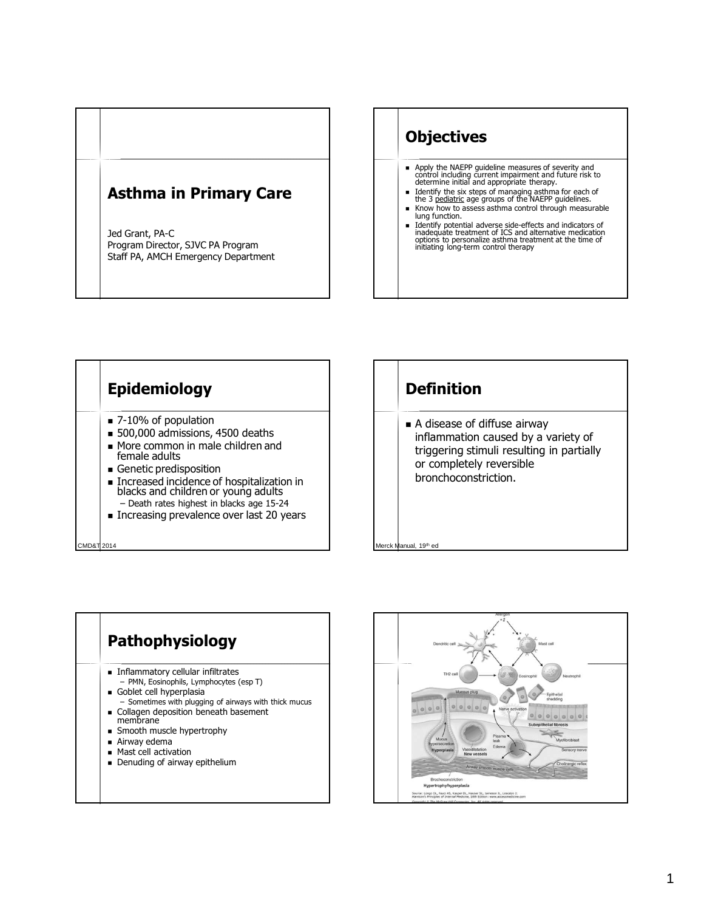# Asthma in Primary Care

Jed Grant, PA-C
Program Director, SJVC PA Program
Staff PA, AMCH Emergency Department

## Objectives

- Apply the NAEPP guideline measures of severity and control including current impairment and future risk to determine initial and appropriate therapy.
- Identify the six steps of managing asthma for each of the 3 pediatric age groups of the NAEPP guidelines.
- Know how to assess asthma control through measurable lung function.
- Identify potential adverse side-effects and indicators of inadequate treatment of ICS and alternative medication options to personalize asthma treatment at the time of initiating long-term control therapy

## Epidemiology

- 7-10% of population
- 500,000 admissions, 4500 deaths
- More common in male children and female adults
- Genetic predisposition
- Increased incidence of hospitalization in blacks and children or young adults
  - Death rates highest in blacks age 15-24
- Increasing prevalence over last 20 years

CMD&T 2014

## Definition

- A disease of diffuse airway inflammation caused by a variety of triggering stimuli resulting in partially or completely reversible bronchoconstriction.

Merck Manual, 19th ed

## Pathophysiology

- Inflammatory cellular infiltrates
  - PMN, Eosinophils, Lymphocytes (esp T)
- Goblet cell hyperplasia
  - Sometimes with plugging of airways with thick mucus
- Collagen deposition beneath basement membrane
- Smooth muscle hypertrophy
- Airway edema
- Mast cell activation
- Denuding of airway epithelium

Source: Longo DL, Fauci AS, Kasper DL, Hauser SL, Jameson JL, Loscalzo J: Harrison's Principles of Internal Medicine, 18th Edition: www.accessmedicine.com
Copyright © The McGraw-Hill Companies, Inc. All rights reserved.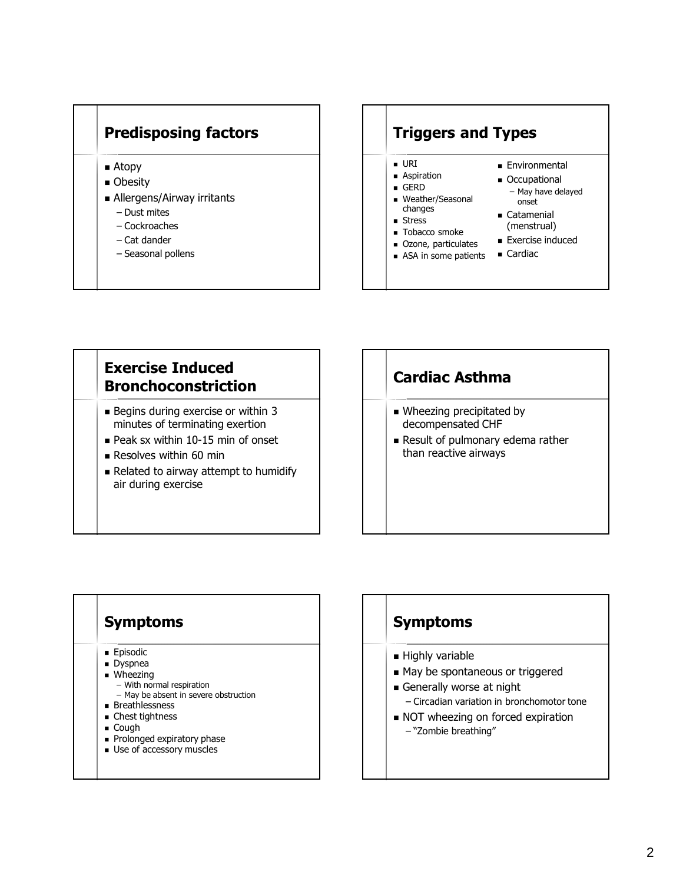## Predisposing factors

- Atopy
- Obesity
- Allergens/Airway irritants
  - Dust mites
  - Cockroaches
  - Cat dander
  - Seasonal pollens

## Triggers and Types

- URI
- Aspiration
- GERD
- Weather/Seasonal changes
- Stress
- Tobacco smoke
- Ozone, particulates
- ASA in some patients
- Environmental
- Occupational
  - May have delayed onset
- Catamenial (menstrual)
- Exercise induced
- Cardiac

## Exercise Induced Bronchoconstriction

- Begins during exercise or within 3 minutes of terminating exertion
- Peak sx within 10-15 min of onset
- Resolves within 60 min
- Related to airway attempt to humidify air during exercise

## Cardiac Asthma

- Wheezing precipitated by decompensated CHF
- Result of pulmonary edema rather than reactive airways

## Symptoms

- Episodic
- Dyspnea
- Wheezing
  - With normal respiration
  - May be absent in severe obstruction
- Breathlessness
- Chest tightness
- Cough
- Prolonged expiratory phase
- Use of accessory muscles

## Symptoms

- Highly variable
- May be spontaneous or triggered
- Generally worse at night
  - Circadian variation in bronchomotor tone
- NOT wheezing on forced expiration
  - "Zombie breathing"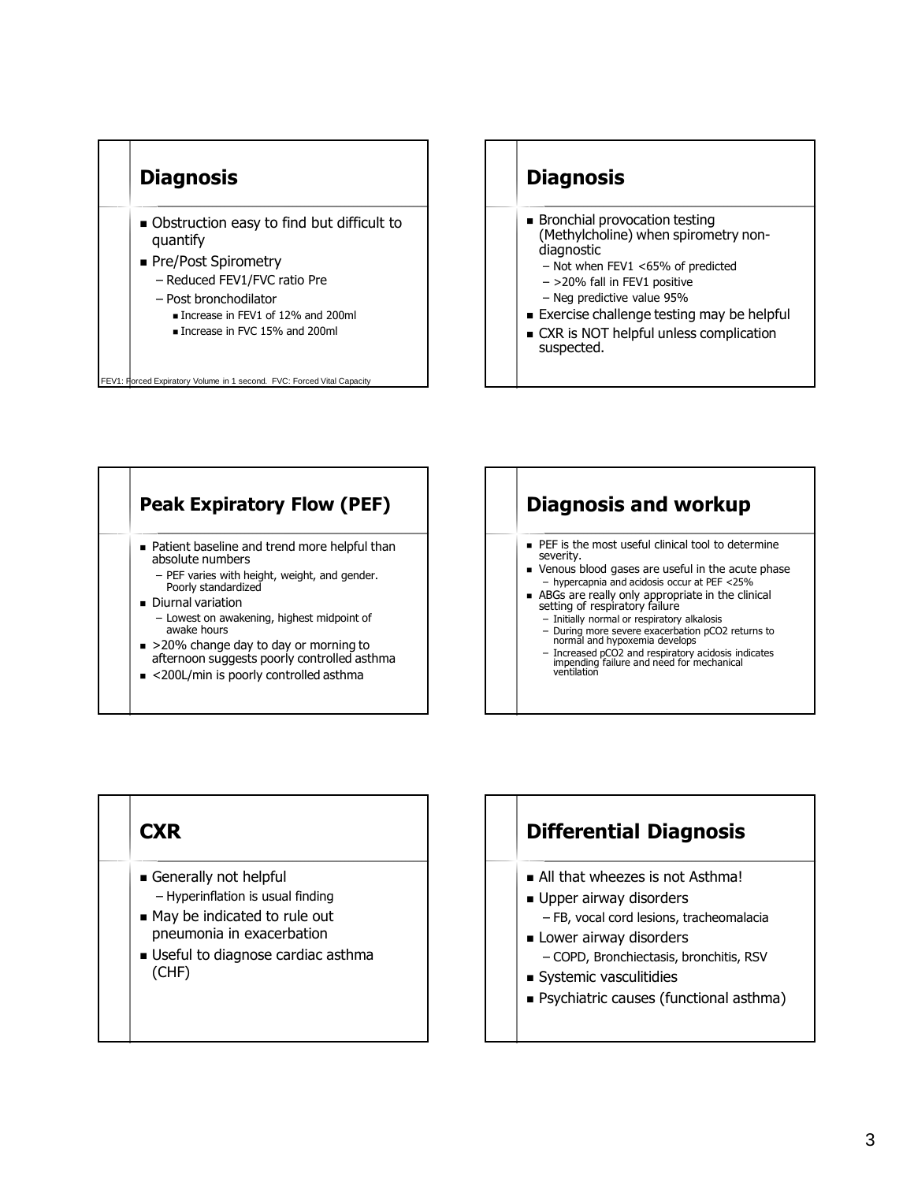## Diagnosis

- Obstruction easy to find but difficult to quantify
- Pre/Post Spirometry
  - Reduced FEV1/FVC ratio Pre
  - Post bronchodilator
    - Increase in FEV1 of 12% and 200ml
    - Increase in FVC 15% and 200ml

FEV1: Forced Expiratory Volume in 1 second. FVC: Forced Vital Capacity

## Diagnosis

- Bronchial provocation testing (Methylcholine) when spirometry non-diagnostic
  - Not when FEV1 <65% of predicted
  - >20% fall in FEV1 positive
  - Neg predictive value 95%
- Exercise challenge testing may be helpful
- CXR is NOT helpful unless complication suspected.

## Peak Expiratory Flow (PEF)

- Patient baseline and trend more helpful than absolute numbers
  - PEF varies with height, weight, and gender. Poorly standardized
- Diurnal variation
  - Lowest on awakening, highest midpoint of awake hours
- >20% change day to day or morning to afternoon suggests poorly controlled asthma
- <200L/min is poorly controlled asthma

## Diagnosis and workup

- PEF is the most useful clinical tool to determine severity.
- Venous blood gases are useful in the acute phase
  - hypercapnia and acidosis occur at PEF <25%
- ABGs are really only appropriate in the clinical setting of respiratory failure
  - Initially normal or respiratory alkalosis
  - During more severe exacerbation pCO2 returns to normal and hypoxemia develops
  - Increased pCO2 and respiratory acidosis indicates impending failure and need for mechanical ventilation

## CXR

- Generally not helpful
  - Hyperinflation is usual finding
- May be indicated to rule out pneumonia in exacerbation
- Useful to diagnose cardiac asthma (CHF)

## Differential Diagnosis

- All that wheezes is not Asthma!
- Upper airway disorders
  - FB, vocal cord lesions, tracheomalacia
- Lower airway disorders
  - COPD, Bronchiectasis, bronchitis, RSV
- Systemic vasculitidies
- Psychiatric causes (functional asthma)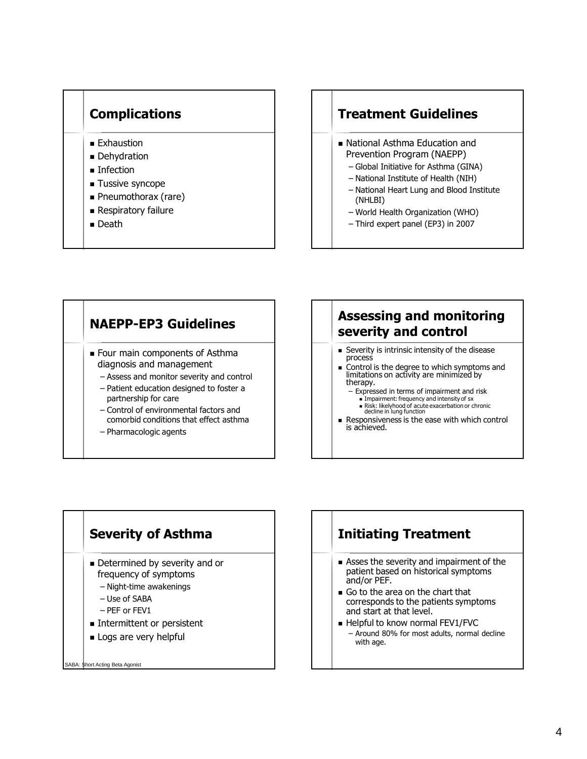## Complications

- Exhaustion
- Dehydration
- Infection
- Tussive syncope
- Pneumothorax (rare)
- Respiratory failure
- Death

## Treatment Guidelines

- National Asthma Education and Prevention Program (NAEPP)
  - Global Initiative for Asthma (GINA)
  - National Institute of Health (NIH)
  - National Heart Lung and Blood Institute (NHLBI)
  - World Health Organization (WHO)
  - Third expert panel (EP3) in 2007

## NAEPP-EP3 Guidelines

- Four main components of Asthma diagnosis and management
  - Assess and monitor severity and control
  - Patient education designed to foster a partnership for care
  - Control of environmental factors and comorbid conditions that effect asthma
  - Pharmacologic agents

## Assessing and monitoring severity and control

- Severity is intrinsic intensity of the disease process
- Control is the degree to which symptoms and limitations on activity are minimized by therapy.
  - Expressed in terms of impairment and risk
    - Impairment: frequency and intensity of sx
    - Risk: likelyhood of acute exacerbation or chronic decline in lung function
- Responsiveness is the ease with which control is achieved.

## Severity of Asthma

- Determined by severity and or frequency of symptoms
  - Night-time awakenings
  - Use of SABA
  - PEF or FEV1
- Intermittent or persistent
- Logs are very helpful

SABA: Short Acting Beta Agonist

## Initiating Treatment

- Asses the severity and impairment of the patient based on historical symptoms and/or PEF.
- Go to the area on the chart that corresponds to the patients symptoms and start at that level.
- Helpful to know normal FEV1/FVC
  - Around 80% for most adults, normal decline with age.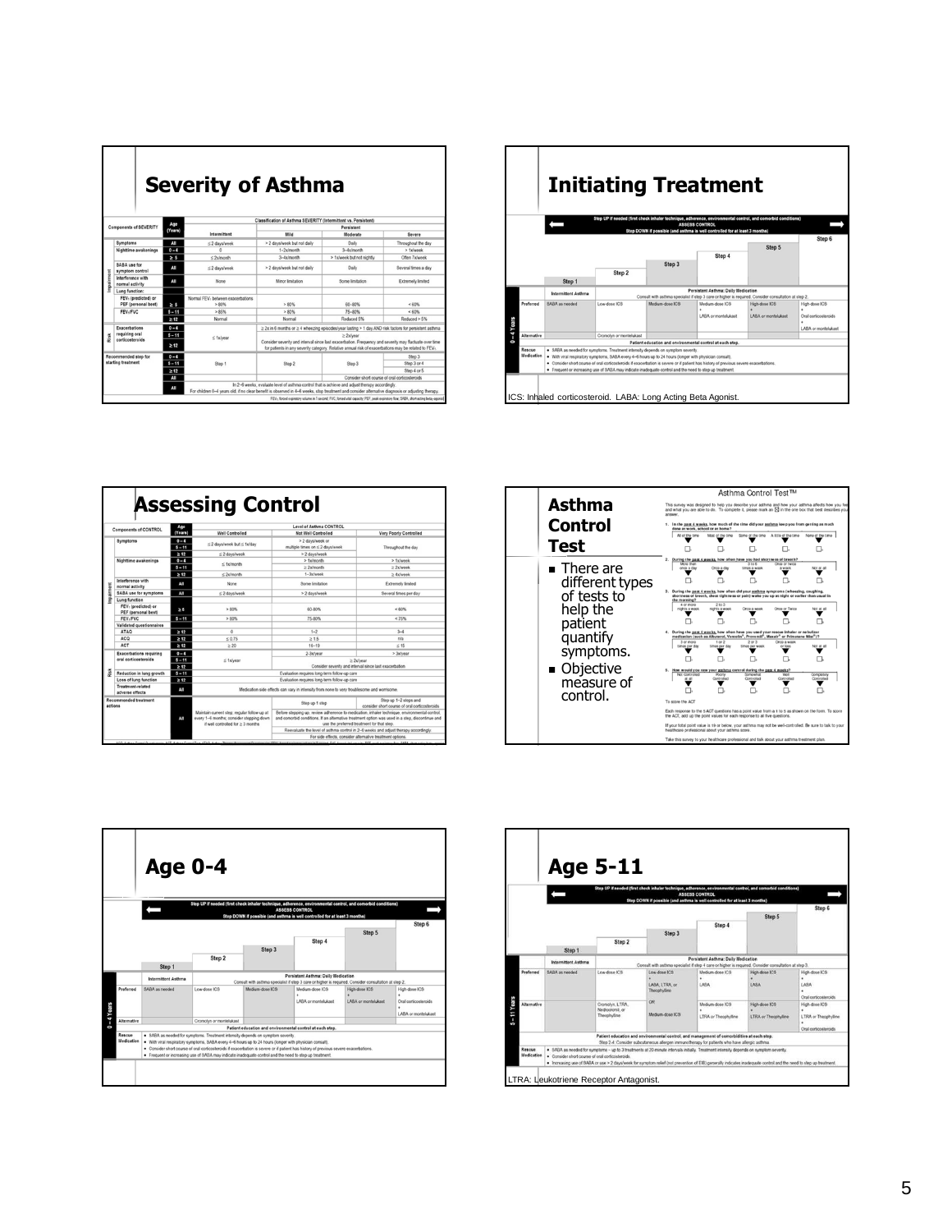## Severity of Asthma

| Components of SEVERITY | | Age (Years) | Classification of Asthma SEVERITY (Intermittent vs. Persistent) | | | |
|---|---|---|---|---|---|---|
| | | | Intermittent | Persistent: Mild | Moderate | Severe |
| Impairment | Symptoms | All | ≤2 days/week | > 2 days/week but not daily | Daily | Throughout the day |
| | Nighttime awakenings | 0 – 4 | 0 | 1–2x/month | 3–4x/month | > 1x/week |
| | | ≥ 5 | ≤ 2x/month | 3–4x/month | > 1x/week but not nightly | Often 7x/week |
| | SABA use for symptom control | All | ≤2 days/week | > 2 days/week but not daily | Daily | Several times a day |
| | Interference with normal activity | All | None | Minor limitation | Some limitation | Extremely limited |
| | Lung function: | | | | | |
| | FEV1 (predicted) or PEF (personal best) | ≥ 5 | Normal FEV1 between exacerbations > 80% | > 80% | 60–80% | < 60% |
| | FEV1/FVC | 5 – 11 | > 85% | > 80% | 75–80% | < 60% |
| | | ≥ 12 | Normal | Normal | Reduced 5% | Reduced > 5% |
| Risk | Exacerbations requiring oral corticosteroids | 0 – 4 | ≤ 1x/year | ≥ 2x in 6 months or ≥ 4 wheezing episodes/year lasting > 1 day AND risk factors for persistent asthma | | |
| | | 5 – 11 | | ≥ 2x/year | | |
| | | ≥ 12 | | Consider severity and interval since last exacerbation. Frequency and severity may fluctuate over time for patients in any severity category. Relative annual risk of exacerbations may be related to FEV1 | | |
| Recommended step for starting treatment | | 0 – 4 | Step 1 | Step 2 | Step 3 | Step 3 |
| | | 5 – 11 | | | | Step 3 or 4 |
| | | ≥ 12 | | | | Step 4 or 5 |
| | | All | | | Consider short course of oral corticosteroids | |
| | | All | In 2–6 weeks, evaluate level of asthma control that is achieved and adjust therapy accordingly. For children 0–4 years old, if no clear benefit is observed in 4–6 weeks, stop treatment and consider alternative diagnosis or adjusting therapy. | | | |

FEV1, forced expiratory volume in 1 second; FVC, forced vital capacity; PEF, peak expiratory flow; SABA, short-acting beta agonist

## Initiating Treatment

Step UP if needed (first check inhaler technique, adherence, environmental control, and comorbid conditions) — ASSESS CONTROL — Step DOWN if possible (and asthma is well controlled for at least 3 months)

| 0 – 4 Years | Step 1 | Step 2 | Step 3 | Step 4 | Step 5 | Step 6 |
|---|---|---|---|---|---|---|
| | Intermittent Asthma | Persistent Asthma: Daily Medication. Consult with asthma specialist if step 3 care or higher is required. Consider consultation at step 2. | | | | |
| Preferred | SABA as needed | Low-dose ICS | Medium-dose ICS | Medium-dose ICS + LABA or montelukast | High-dose ICS + LABA or montelukast | High-dose ICS + Oral corticosteroids + LABA or montelukast |
| Alternative | | Cromolyn or montelukast | | | | |
| | Patient education and environmental control at each step. | | | | | |

Rescue Medication:
- SABA as needed for symptoms. Treatment intensity depends on symptom severity.
- With viral respiratory symptoms, SABA every 4–6 hours up to 24 hours (longer with physician consult).
- Consider short course of oral corticosteroids if exacerbation is severe or if patient has history of previous severe exacerbations.
- Frequent or increasing use of SABA may indicate inadequate control and the need to step up treatment.

ICS: Inhaled corticosteroid. LABA: Long Acting Beta Agonist.

## Assessing Control

| Components of CONTROL | | Age (Years) | Well Controlled | Not Well Controlled | Very Poorly Controlled |
|---|---|---|---|---|---|
| Impairment | Symptoms | 0 – 4 | ≤ 2 days/week but ≤ 1x/day | > 2 days/week or multiple times on ≤ 2 days/week | Throughout the day |
| | | 5 – 11 | | | |
| | | ≥ 12 | ≤ 2 days/week | > 2 days/week | |
| | Nighttime awakenings | 0 – 4 | ≤ 1x/month | > 1x/month | > 1x/week |
| | | 5 – 11 | | ≥ 2x/month | ≥ 2x/week |
| | | ≥ 12 | ≤ 2x/month | 1–3x/week | ≥ 4x/week |
| | Interference with normal activity | All | None | Some limitation | Extremely limited |
| | SABA use for symptoms | All | ≤ 2 days/week | > 2 days/week | Several times per day |
| | Lung function | | | | |
| | FEV1 (predicted) or PEF (personal best) | ≥ 5 | > 80% | 60–80% | < 60% |
| | FEV1/FVC | 5 – 11 | > 80% | 75–80% | < 75% |
| | Validated questionnaires | | | | |
| | ATAQ | ≥ 12 | 0 | 1–2 | 3–4 |
| | ACQ | ≥ 12 | ≤ 0.75 | ≥ 1.5 | n/a |
| | ACT | ≥ 12 | ≥ 20 | 16–19 | ≤ 15 |
| Risk | Exacerbations requiring oral corticosteroids | 0 – 4 | ≤ 1x/year | 2–3x/year | > 3x/year |
| | | 5 – 11 | | ≥ 2x/year | |
| | | ≥ 12 | | Consider severity and interval since last exacerbation | |
| | Reduction in lung growth | 5 – 11 | Evaluation requires long-term follow-up care | | |
| | Loss of lung function | ≥ 12 | Evaluation requires long-term follow-up care | | |
| | Treatment-related adverse effects | All | Medication side effects can vary in intensity from none to very troublesome and worrisome. | | |
| Recommended treatment actions | | All | Maintain current step; regular follow-up at every 1–6 months; consider stepping down if well controlled for ≥ 3 months | Step up 1 step. Before stepping up, review adherence to medication, inhaler technique, environmental control, and comorbid conditions. If an alternative treatment option was used in a step, discontinue and use the preferred treatment for that step. Reevaluate the level of asthma control in 2–6 weeks and adjust therapy accordingly. For side effects, consider alternative treatment options. | Step up 1–2 steps and consider short course of oral corticosteroids |

## Asthma Control Test

- There are different types of tests to help the patient quantify symptoms.
- Objective measure of control.

**Asthma Control Test™**

This survey was designed to help you describe your asthma and how your asthma affects how you feel and what you are able to do. To complete it, please mark an ☒ in the one box that best describes your answer.

1. In the past 4 weeks, how much of the time did your asthma keep you from getting as much done at work, school or at home?
   All of the time / Most of the time / Some of the time / A little of the time / None of the time
2. During the past 4 weeks, how often have you had shortness of breath?
   More than once a day / Once a day / 3 to 6 times a week / Once or twice a week / Not at all
3. During the past 4 weeks, how often did your asthma symptoms (wheezing, coughing, shortness of breath, chest tightness or pain) wake you up at night or earlier than usual in the morning?
   4 or more nights a week / 2 to 3 nights a week / Once a week / Once or Twice / Not at all
4. During the past 4 weeks, how often have you used your rescue inhaler or nebulizer medication (such as Albuterol, Ventolin®, Proventil®, Maxair® or Primatene Mist®)?
   3 or more times per day / 1 or 2 times per day / 2 or 3 times per week / Once a week or less / Not at all
5. How would you rate your asthma control during the past 4 weeks?
   Not Controlled at all / Poorly Controlled / Somewhat Controlled / Well Controlled / Completely Controlled

To score the ACT:

Each response to the 5 ACT questions has a point value from a 1 to 5 as shown on the form. To score the ACT, add up the point values for each response to all five questions.

If your total point value is 19 or below, your asthma may not be well-controlled. Be sure to talk to your healthcare professional about your asthma score.

Take this survey to your healthcare professional and talk about your asthma treatment plan.

## Age 0-4

Step UP if needed (first check inhaler technique, adherence, environmental control, and comorbid conditions) — ASSESS CONTROL — Step DOWN if possible (and asthma is well controlled for at least 3 months)

| 0 – 4 Years | Step 1 | Step 2 | Step 3 | Step 4 | Step 5 | Step 6 |
|---|---|---|---|---|---|---|
| | Intermittent Asthma | Persistent Asthma: Daily Medication. Consult with asthma specialist if step 3 care or higher is required. Consider consultation at step 2. | | | | |
| Preferred | SABA as needed | Low-dose ICS | Medium-dose ICS | Medium-dose ICS + LABA or montelukast | High-dose ICS + LABA or montelukast | High-dose ICS + Oral corticosteroids + LABA or montelukast |
| Alternative | | Cromolyn or montelukast | | | | |
| | Patient education and environmental control at each step. | | | | | |

Rescue Medication:
- SABA as needed for symptoms. Treatment intensity depends on symptom severity.
- With viral respiratory symptoms, SABA every 4–6 hours up to 24 hours (longer with physician consult).
- Consider short course of oral corticosteroids if exacerbation is severe or if patient has history of previous severe exacerbations.
- Frequent or increasing use of SABA may indicate inadequate control and the need to step up treatment.

## Age 5-11

Step UP if needed (first check inhaler technique, adherence, environmental control, and comorbid conditions) — ASSESS CONTROL — Step DOWN if possible (and asthma is well controlled for at least 3 months)

| 5 – 11 Years | Step 1 | Step 2 | Step 3 | Step 4 | Step 5 | Step 6 |
|---|---|---|---|---|---|---|
| | Intermittent Asthma | Persistent Asthma: Daily Medication. Consult with asthma specialist if step 4 care or higher is required. Consider consultation at step 3. | | | | |
| Preferred | SABA as needed | Low-dose ICS | Low-dose ICS + LABA, LTRA, or Theophylline | Medium-dose ICS + LABA | High-dose ICS + LABA | High-dose ICS + LABA + Oral corticosteroids |
| Alternative | | Cromolyn, LTRA, Nedrocromil, or Theophylline | OR Medium-dose ICS | Medium-dose ICS + LTRA or Theophylline | High-dose ICS + LTRA or Theophylline | High-dose ICS + LTRA or Theophylline + Oral corticosteroids |
| | Patient education and environmental control, and management of comorbidities at each step. Step 2-4: Consider subcutaneous allergen immunotherapy for patients who have allergic asthma | | | | | |

Rescue Medication:
- SABA as needed for symptoms - up to 3 treatments at 20-minute intervals initially. Treatment intensity depends on symptom severity.
- Consider short course of oral corticosteroids.
- Increasing use of SABA or use > 2 days/week for symptom relief (not prevention of EIB) generally indicates inadequate control and the need to step up treatment.

LTRA: Leukotriene Receptor Antagonist.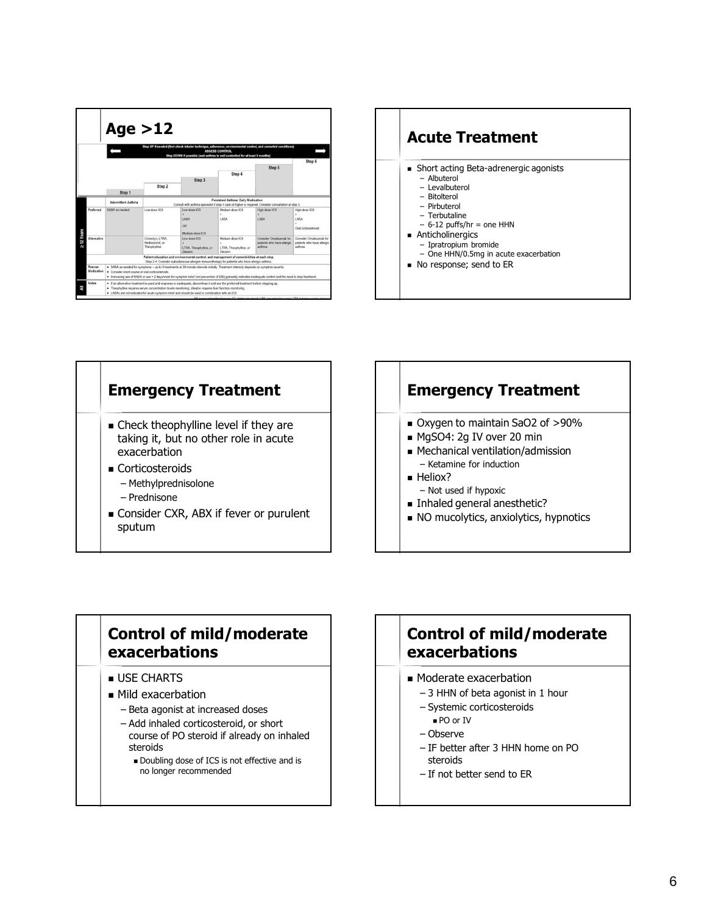## Age >12

Step UP if needed (first check inhaler technique, adherence, environmental control, and comorbid conditions)
ASSESS CONTROL
Step DOWN if possible (and asthma is well controlled for at least 3 months)

| | | Step 1 | Step 2 | Step 3 | Step 4 | Step 5 | Step 6 |
|---|---|---|---|---|---|---|---|
| | | Intermittent Asthma | Persistent Asthma: Daily Medication. Consult with asthma specialist if step 4 care or higher is required. Consider consultation at step 3. | | | | |
| ≥ 12 Years | Preferred | SABA as needed | Low-dose ICS | Low-dose ICS + LABA OR Medium-dose ICS | Medium-dose ICS + LABA | High-dose ICS + LABA | High-dose ICS + LABA + Oral corticosteroid |
| | Alternative | | Cromolyn, LTRA, Nedrocromil, or Theophylline | Low-dose ICS + LTRA, Theophylline, or Zileuton | Medium-dose ICS + LTRA, Theophylline, or Zileuton | Consider Omalizumab for patients who have allergic asthma | Consider Omalizumab for patients who have allergic asthma |
| | | Patient education and environmental control, and management of comorbidities at each step. Step 2-4: Consider subcutaneous allergen immunotherapy for patients who have allergic asthma. | | | | | |
| | Rescue Medication | SABA as needed for symptoms – up to 3 treatments at 20-minute intervals initially. Treatment intensity depends on symptom severity. Consider short course of oral corticosteroids. Increasing use of SABA or use > 2 days/week for symptom relief (not prevention of EIB) generally indicates inadequate control and the need to step treatment. | | | | | |
| All | Notes | If an alternative treatment is used and response is inadequate, discontinue it and use the preferred treatment before stepping up. Theophylline requires serum concentration levels monitoring; zileuton requires liver function monitoring. LABAs are not indicated for acute symptom relief and should be used in combination with an ICS. | | | | | |

## Acute Treatment

- Short acting Beta-adrenergic agonists
  - Albuterol
  - Levalbuterol
  - Bitolterol
  - Pirbuterol
  - Terbutaline
  - 6-12 puffs/hr = one HHN
- Anticholinergics
  - Ipratropium bromide
  - One HHN/0.5mg in acute exacerbation
- No response; send to ER

## Emergency Treatment

- Check theophylline level if they are taking it, but no other role in acute exacerbation
- Corticosteroids
  - Methylprednisolone
  - Prednisone
- Consider CXR, ABX if fever or purulent sputum

## Emergency Treatment

- Oxygen to maintain SaO2 of >90%
- MgSO4: 2g IV over 20 min
- Mechanical ventilation/admission
  - Ketamine for induction
- Heliox?
  - Not used if hypoxic
- Inhaled general anesthetic?
- NO mucolytics, anxiolytics, hypnotics

## Control of mild/moderate exacerbations

- USE CHARTS
- Mild exacerbation
  - Beta agonist at increased doses
  - Add inhaled corticosteroid, or short course of PO steroid if already on inhaled steroids
    - Doubling dose of ICS is not effective and is no longer recommended

## Control of mild/moderate exacerbations

- Moderate exacerbation
  - 3 HHN of beta agonist in 1 hour
  - Systemic corticosteroids
    - PO or IV
  - Observe
  - IF better after 3 HHN home on PO steroids
  - If not better send to ER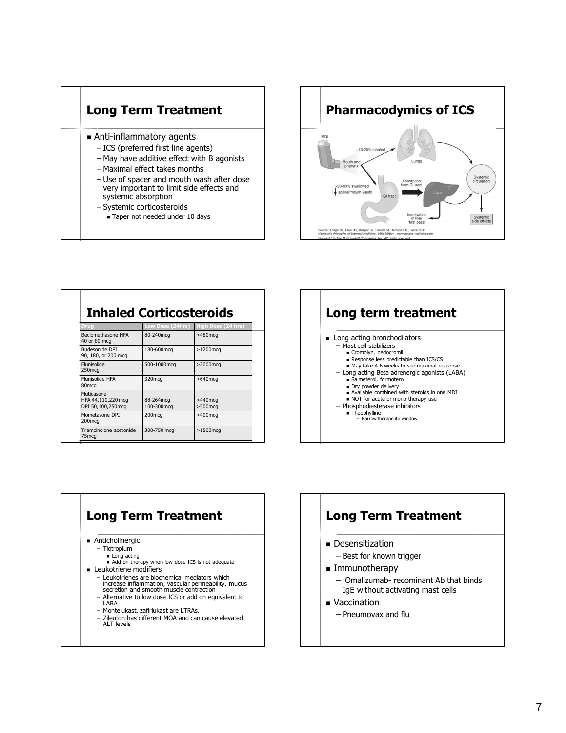## Long Term Treatment

- Anti-inflammatory agents
  - ICS (preferred first line agents)
  - May have additive effect with B agonists
  - Maximal effect takes months
  - Use of spacer and mouth wash after dose very important to limit side effects and systemic absorption
  - Systemic corticosteroids
    - Taper not needed under 10 days

## Pharmacodymics of ICS

MDI

Mouth and pharynx

~10-20% inhaled

Lungs

~80-90% swallowed (↓ spacer/mouth wash)

GI tract

Absorption from GI tract

Liver

Inactivation in liver "first pass"

Systemic circulation

Systemic side effects

Source: Longo DL, Fauci AS, Kasper DL, Hauser SL, Jameson JL, Loscalzo J: *Harrison's Principles of Internal Medicine*, 18th Edition: www.accessmedicine.com

*Copyright © The McGraw-Hill Companies, Inc. All rights reserved.*

## Inhaled Corticosteroids

| Drug | Low Dose (24hrs) | High Dose (24 hrs) |
|---|---|---|
| Beclomethasone HFA 40 or 80 mcg | 80-240mcg | >480mcg |
| Budesonide DPI 90, 180, or 200 mcg | 180-600mcg | >1200mcg |
| Flunisolide 250mcg | 500-1000mcg | >2000mcg |
| Flunisolide HFA 80mcg | 320mcg | >640mcg |
| Fluticasone HFA 44,110,220 mcg DPI 50,100,250mcg | 88-264mcg 100-300mcg | >440mcg >500mcg |
| Mometasone DPI 200mcg | 200mcg | >400mcg |
| Triamcinolone acetonide 75mcg | 300-750 mcg | >1500mcg |

## Long term treatment

- Long acting bronchodilators
  - Mast cell stabilizers
    - Cromolyn, nedocromil
    - Response less predictable than ICS/CS
    - May take 4-6 weeks to see maximal response
  - Long acting Beta adrenergic agonists (LABA)
    - Salmeterol, formoterol
    - Dry powder delivery
    - Available combined with steroids in one MDI
    - NOT for acute or mono-therapy use
  - Phosphodiesterase inhibitors
    - Theophylline
      - Narrow therapeutic window

## Long Term Treatment

- Anticholinergic
  - Tiotropium
    - Long acting
    - Add on therapy when low dose ICS is not adequate
- Leukotriene modifiers
  - Leukotrienes are biochemical mediators which increase inflammation, vascular permeability, mucus secretion and smooth muscle contraction
  - Alternative to low dose ICS or add on equivalent to LABA
  - Montelukast, zafirlukast are LTRAs.
  - Zileuton has different MOA and can cause elevated ALT levels

## Long Term Treatment

- Desensitization
  - Best for known trigger
- Immunotherapy
  - Omalizumab- recominant Ab that binds IgE without activating mast cells
- Vaccination
  - Pneumovax and flu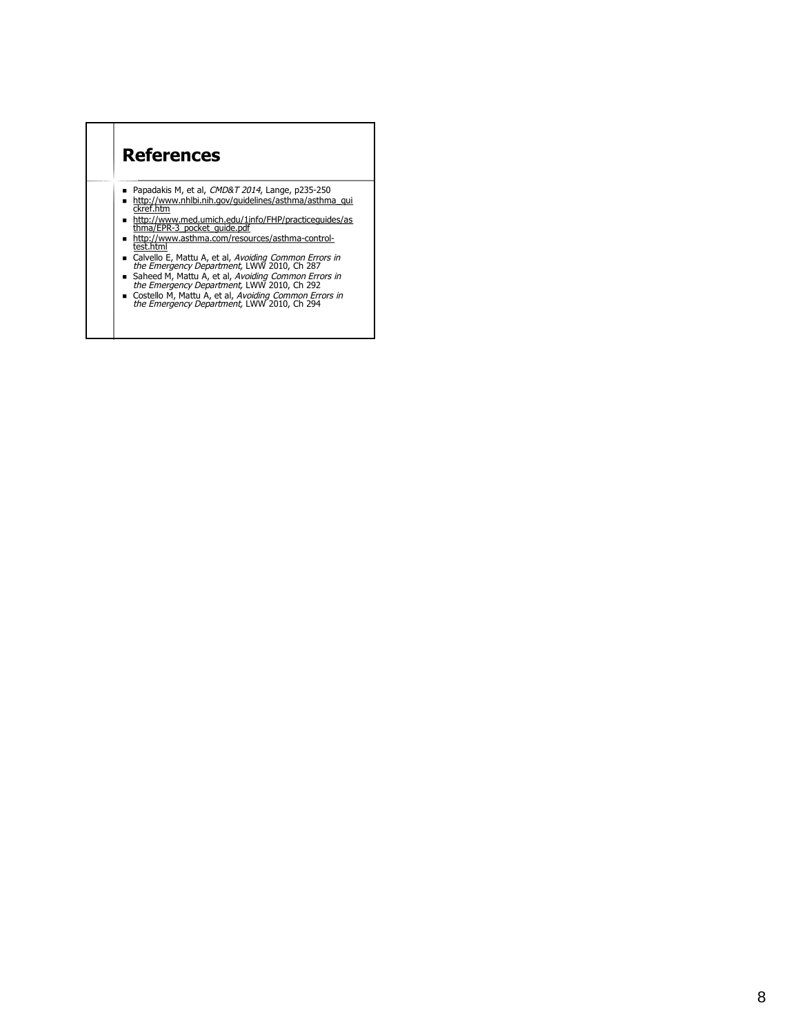# References

- Papadakis M, et al, *CMD&T 2014*, Lange, p235-250
- http://www.nhlbi.nih.gov/guidelines/asthma/asthma_quickref.htm
- http://www.med.umich.edu/1info/FHP/practiceguides/asthma/EPR-3_pocket_guide.pdf
- http://www.asthma.com/resources/asthma-control-test.html
- Calvello E, Mattu A, et al, *Avoiding Common Errors in the Emergency Department*, LWW 2010, Ch 287
- Saheed M, Mattu A, et al, *Avoiding Common Errors in the Emergency Department*, LWW 2010, Ch 292
- Costello M, Mattu A, et al, *Avoiding Common Errors in the Emergency Department*, LWW 2010, Ch 294